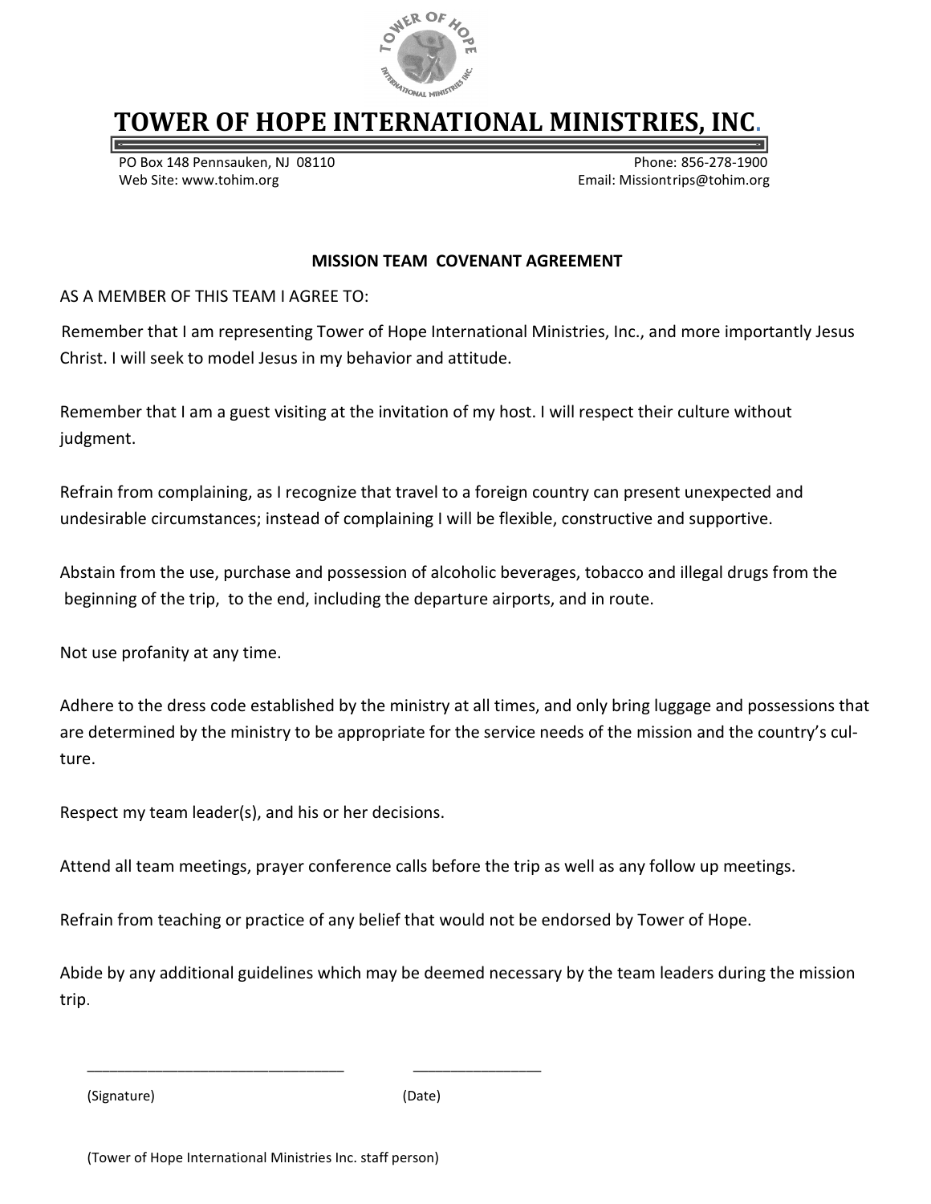# TOWER OF HOPE INTERNATIONAL MINISTRIES, INC.

PO Box 148 Pennsauken, NJ 08110
Web Site: www.tohim.org

Phone: 856-278-1900
Email: Missiontrips@tohim.org

## MISSION TEAM COVENANT AGREEMENT

AS A MEMBER OF THIS TEAM I AGREE TO:

Remember that I am representing Tower of Hope International Ministries, Inc., and more importantly Jesus Christ. I will seek to model Jesus in my behavior and attitude.

Remember that I am a guest visiting at the invitation of my host. I will respect their culture without judgment.

Refrain from complaining, as I recognize that travel to a foreign country can present unexpected and undesirable circumstances; instead of complaining I will be flexible, constructive and supportive.

Abstain from the use, purchase and possession of alcoholic beverages, tobacco and illegal drugs from the beginning of the trip, to the end, including the departure airports, and in route.

Not use profanity at any time.

Adhere to the dress code established by the ministry at all times, and only bring luggage and possessions that are determined by the ministry to be appropriate for the service needs of the mission and the country's culture.

Respect my team leader(s), and his or her decisions.

Attend all team meetings, prayer conference calls before the trip as well as any follow up meetings.

Refrain from teaching or practice of any belief that would not be endorsed by Tower of Hope.

Abide by any additional guidelines which may be deemed necessary by the team leaders during the mission trip.

_______________________________ _______________

(Signature) (Date)

(Tower of Hope International Ministries Inc. staff person)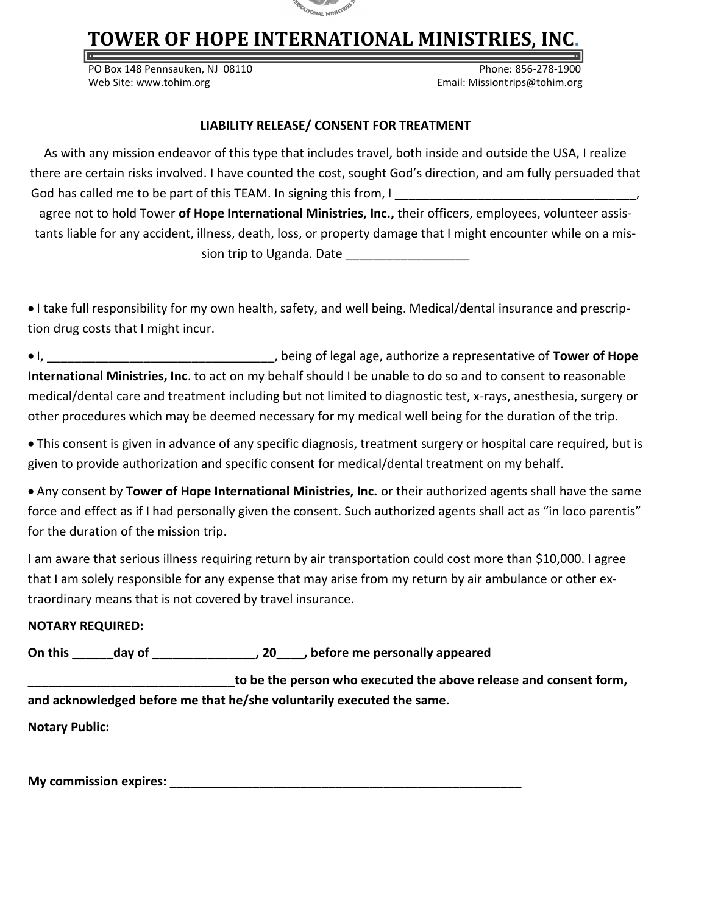# TOWER OF HOPE INTERNATIONAL MINISTRIES, INC.

PO Box 148 Pennsauken, NJ 08110
Web Site: www.tohim.org

Phone: 856-278-1900
Email: Missiontrips@tohim.org

**LIABILITY RELEASE/ CONSENT FOR TREATMENT**

As with any mission endeavor of this type that includes travel, both inside and outside the USA, I realize there are certain risks involved. I have counted the cost, sought God's direction, and am fully persuaded that God has called me to be part of this TEAM. In signing this from, I ___________________________________, agree not to hold Tower **of Hope International Ministries, Inc.,** their officers, employees, volunteer assistants liable for any accident, illness, death, loss, or property damage that I might encounter while on a mission trip to Uganda. Date __________________

- I take full responsibility for my own health, safety, and well being. Medical/dental insurance and prescription drug costs that I might incur.
- I, _________________________________, being of legal age, authorize a representative of **Tower of Hope International Ministries, Inc**. to act on my behalf should I be unable to do so and to consent to reasonable medical/dental care and treatment including but not limited to diagnostic test, x-rays, anesthesia, surgery or other procedures which may be deemed necessary for my medical well being for the duration of the trip.
- This consent is given in advance of any specific diagnosis, treatment surgery or hospital care required, but is given to provide authorization and specific consent for medical/dental treatment on my behalf.
- Any consent by **Tower of Hope International Ministries, Inc.** or their authorized agents shall have the same force and effect as if I had personally given the consent. Such authorized agents shall act as "in loco parentis" for the duration of the mission trip.

I am aware that serious illness requiring return by air transportation could cost more than $10,000. I agree that I am solely responsible for any expense that may arise from my return by air ambulance or other extraordinary means that is not covered by travel insurance.

**NOTARY REQUIRED:**

**On this ______day of _______________, 20____, before me personally appeared**

**______________________________to be the person who executed the above release and consent form, and acknowledged before me that he/she voluntarily executed the same.**

**Notary Public:**

**My commission expires: _______________________________________________________**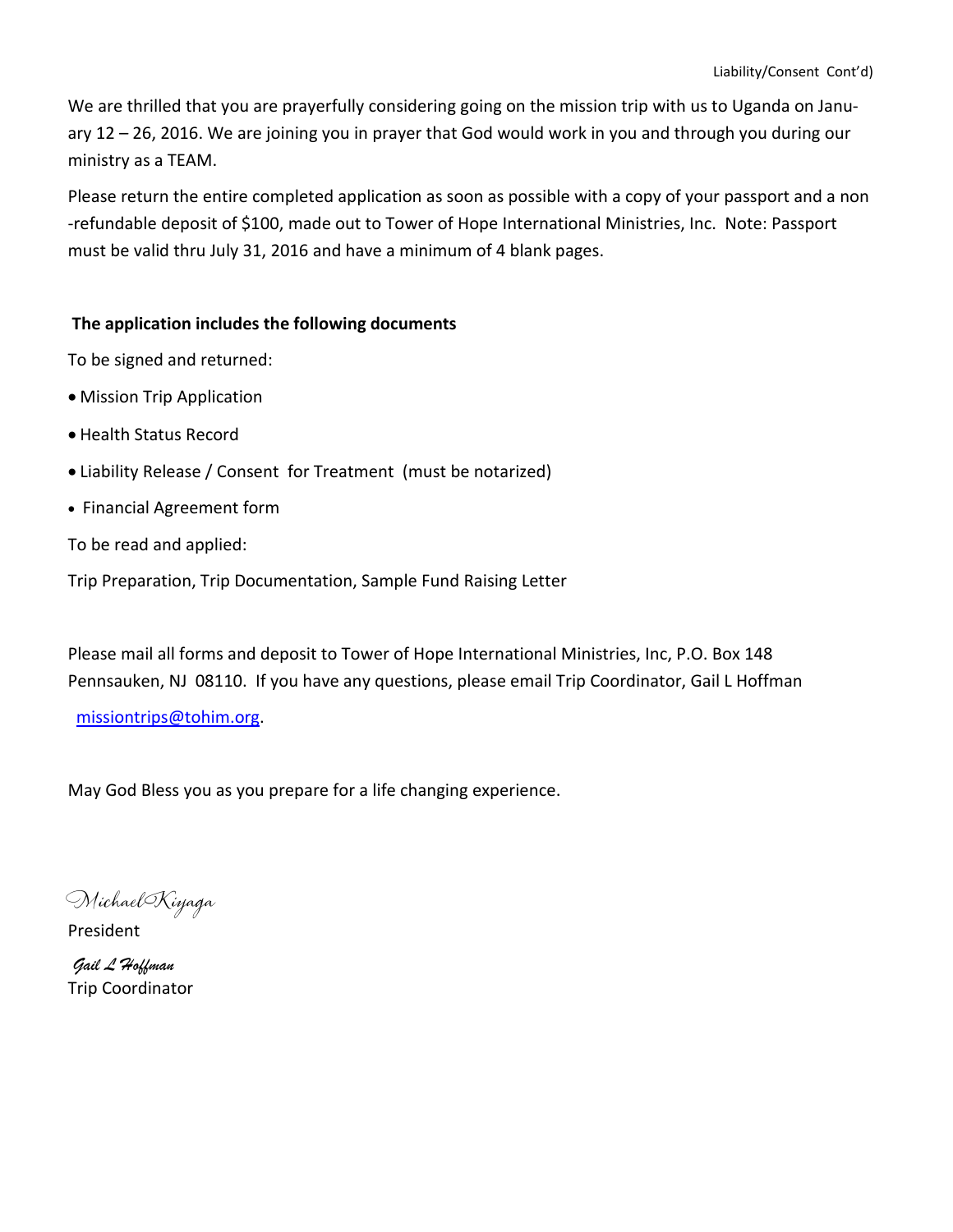We are thrilled that you are prayerfully considering going on the mission trip with us to Uganda on January 12 – 26, 2016. We are joining you in prayer that God would work in you and through you during our ministry as a TEAM.

Please return the entire completed application as soon as possible with a copy of your passport and a non-refundable deposit of $100, made out to Tower of Hope International Ministries, Inc. Note: Passport must be valid thru July 31, 2016 and have a minimum of 4 blank pages.

**The application includes the following documents**

To be signed and returned:

- Mission Trip Application
- Health Status Record
- Liability Release / Consent for Treatment (must be notarized)
- Financial Agreement form

To be read and applied:

Trip Preparation, Trip Documentation, Sample Fund Raising Letter

Please mail all forms and deposit to Tower of Hope International Ministries, Inc, P.O. Box 148 Pennsauken, NJ 08110. If you have any questions, please email Trip Coordinator, Gail L Hoffman

missiontrips@tohim.org.

May God Bless you as you prepare for a life changing experience.

*Michael Kiyaga*
President

*Gail L Hoffman*
Trip Coordinator